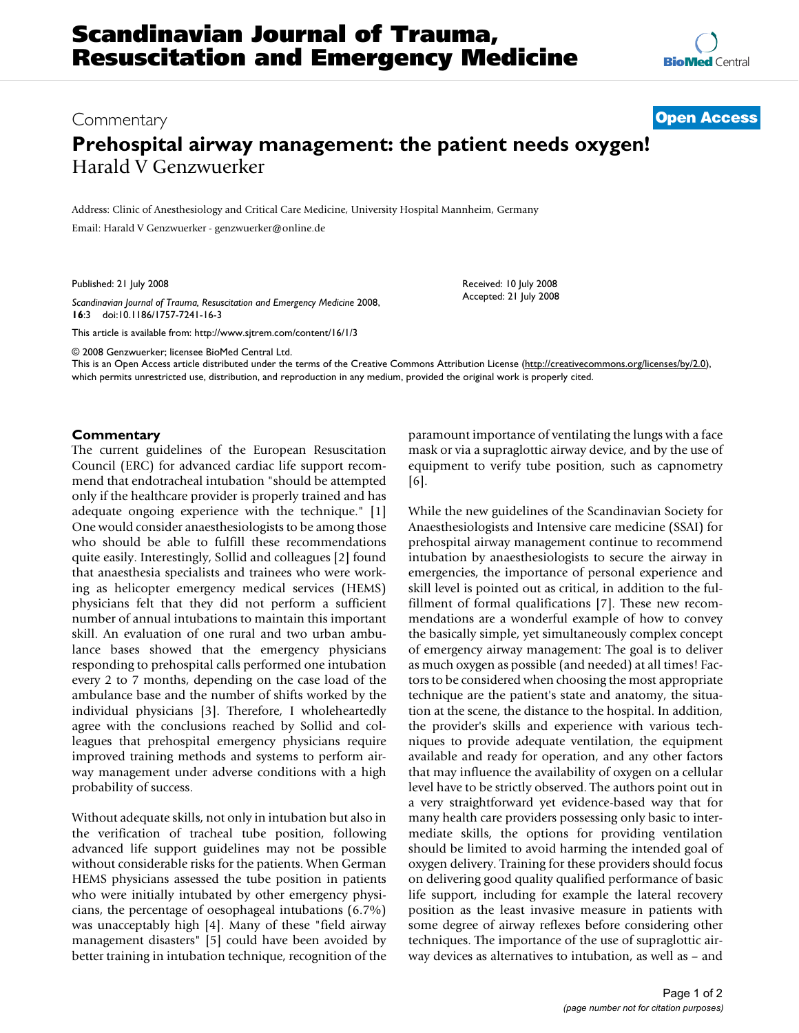# Scandinavian Journal of Trauma, Resuscitation and Emergency Medicine

Commentary **Open Access**

# Prehospital airway management: the patient needs oxygen!

Harald V Genzwuerker

Address: Clinic of Anesthesiology and Critical Care Medicine, University Hospital Mannheim, Germany

Email: Harald V Genzwuerker - genzwuerker@online.de

Published: 21 July 2008

*Scandinavian Journal of Trauma, Resuscitation and Emergency Medicine* 2008, **16**:3 doi:10.1186/1757-7241-16-3

Received: 10 July 2008
Accepted: 21 July 2008

This article is available from: http://www.sjtrem.com/content/16/1/3

© 2008 Genzwuerker; licensee BioMed Central Ltd.
This is an Open Access article distributed under the terms of the Creative Commons Attribution License (http://creativecommons.org/licenses/by/2.0), which permits unrestricted use, distribution, and reproduction in any medium, provided the original work is properly cited.

## Commentary

The current guidelines of the European Resuscitation Council (ERC) for advanced cardiac life support recommend that endotracheal intubation "should be attempted only if the healthcare provider is properly trained and has adequate ongoing experience with the technique." [1] One would consider anaesthesiologists to be among those who should be able to fulfill these recommendations quite easily. Interestingly, Sollid and colleagues [2] found that anaesthesia specialists and trainees who were working as helicopter emergency medical services (HEMS) physicians felt that they did not perform a sufficient number of annual intubations to maintain this important skill. An evaluation of one rural and two urban ambulance bases showed that the emergency physicians responding to prehospital calls performed one intubation every 2 to 7 months, depending on the case load of the ambulance base and the number of shifts worked by the individual physicians [3]. Therefore, I wholeheartedly agree with the conclusions reached by Sollid and colleagues that prehospital emergency physicians require improved training methods and systems to perform airway management under adverse conditions with a high probability of success.

Without adequate skills, not only in intubation but also in the verification of tracheal tube position, following advanced life support guidelines may not be possible without considerable risks for the patients. When German HEMS physicians assessed the tube position in patients who were initially intubated by other emergency physicians, the percentage of oesophageal intubations (6.7%) was unacceptably high [4]. Many of these "field airway management disasters" [5] could have been avoided by better training in intubation technique, recognition of the paramount importance of ventilating the lungs with a face mask or via a supraglottic airway device, and by the use of equipment to verify tube position, such as capnometry [6].

While the new guidelines of the Scandinavian Society for Anaesthesiologists and Intensive care medicine (SSAI) for prehospital airway management continue to recommend intubation by anaesthesiologists to secure the airway in emergencies, the importance of personal experience and skill level is pointed out as critical, in addition to the fulfillment of formal qualifications [7]. These new recommendations are a wonderful example of how to convey the basically simple, yet simultaneously complex concept of emergency airway management: The goal is to deliver as much oxygen as possible (and needed) at all times! Factors to be considered when choosing the most appropriate technique are the patient's state and anatomy, the situation at the scene, the distance to the hospital. In addition, the provider's skills and experience with various techniques to provide adequate ventilation, the equipment available and ready for operation, and any other factors that may influence the availability of oxygen on a cellular level have to be strictly observed. The authors point out in a very straightforward yet evidence-based way that for many health care providers possessing only basic to intermediate skills, the options for providing ventilation should be limited to avoid harming the intended goal of oxygen delivery. Training for these providers should focus on delivering good quality qualified performance of basic life support, including for example the lateral recovery position as the least invasive measure in patients with some degree of airway reflexes before considering other techniques. The importance of the use of supraglottic airway devices as alternatives to intubation, as well as – and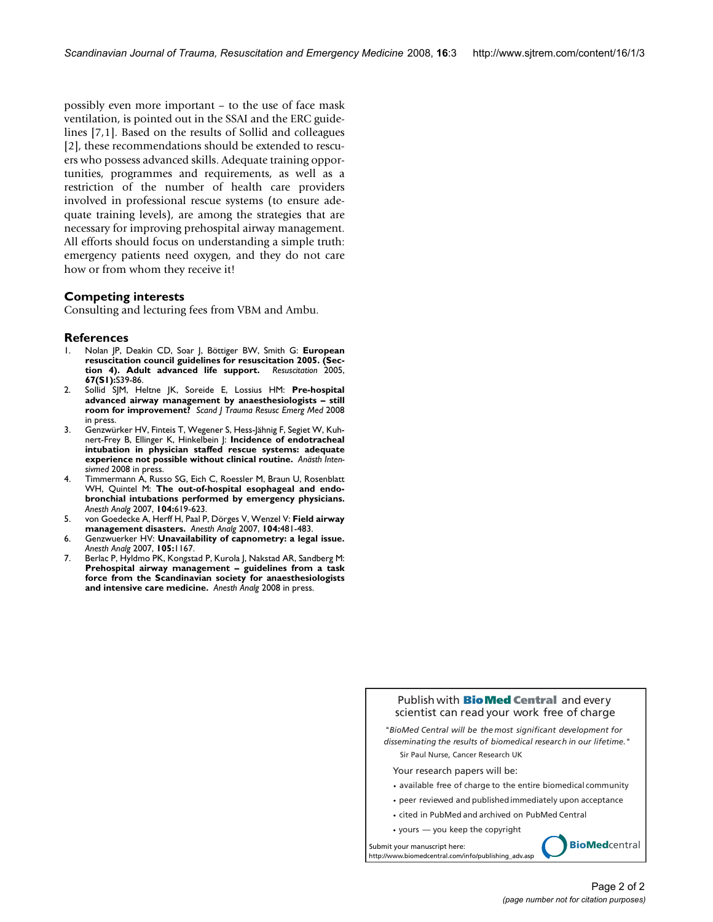possibly even more important – to the use of face mask ventilation, is pointed out in the SSAI and the ERC guidelines [7,1]. Based on the results of Sollid and colleagues [2], these recommendations should be extended to rescuers who possess advanced skills. Adequate training opportunities, programmes and requirements, as well as a restriction of the number of health care providers involved in professional rescue systems (to ensure adequate training levels), are among the strategies that are necessary for improving prehospital airway management. All efforts should focus on understanding a simple truth: emergency patients need oxygen, and they do not care how or from whom they receive it!

## Competing interests

Consulting and lecturing fees from VBM and Ambu.

## References

1. Nolan JP, Deakin CD, Soar J, Böttiger BW, Smith G: **European resuscitation council guidelines for resuscitation 2005. (Section 4). Adult advanced life support.** *Resuscitation* 2005, **67(S1):**S39-86.
2. Sollid SJM, Heltne JK, Soreide E, Lossius HM: **Pre-hospital advanced airway management by anaesthesiologists – still room for improvement?** *Scand J Trauma Resusc Emerg Med* 2008 in press.
3. Genzwürker HV, Finteis T, Wegener S, Hess-Jähnig F, Segiet W, Kuhnert-Frey B, Ellinger K, Hinkelbein J: **Incidence of endotracheal intubation in physician staffed rescue systems: adequate experience not possible without clinical routine.** *Anästh Intensivmed* 2008 in press.
4. Timmermann A, Russo SG, Eich C, Roessler M, Braun U, Rosenblatt WH, Quintel M: **The out-of-hospital esophageal and endobronchial intubations performed by emergency physicians.** *Anesth Analg* 2007, **104:**619-623.
5. von Goedecke A, Herff H, Paal P, Dörges V, Wenzel V: **Field airway management disasters.** *Anesth Analg* 2007, **104:**481-483.
6. Genzwuerker HV: **Unavailability of capnometry: a legal issue.** *Anesth Analg* 2007, **105:**1167.
7. Berlac P, Hyldmo PK, Kongstad P, Kurola J, Nakstad AR, Sandberg M: **Prehospital airway management – guidelines from a task force from the Scandinavian society for anaesthesiologists and intensive care medicine.** *Anesth Analg* 2008 in press.

Publish with **BioMed Central** and every scientist can read your work free of charge

*"BioMed Central will be the most significant development for disseminating the results of biomedical research in our lifetime."*

Sir Paul Nurse, Cancer Research UK

Your research papers will be:

- available free of charge to the entire biomedical community
- peer reviewed and published immediately upon acceptance
- cited in PubMed and archived on PubMed Central
- yours — you keep the copyright

Submit your manuscript here:
http://www.biomedcentral.com/info/publishing_adv.asp

**BioMed**central